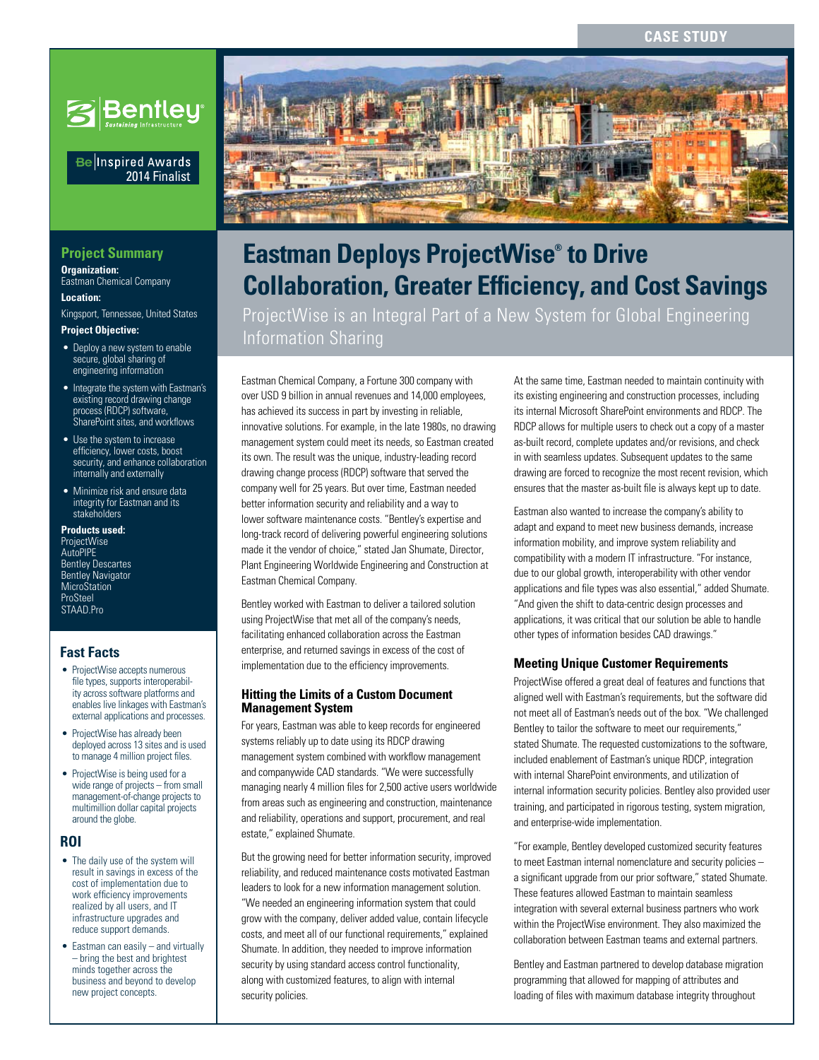CASE STUDY

Bentley Sustaining Infrastructure

Be Inspired Awards 2014 Finalist

# Eastman Deploys ProjectWise® to Drive Collaboration, Greater Efficiency, and Cost Savings

## ProjectWise is an Integral Part of a New System for Global Engineering Information Sharing

## Project Summary

**Organization:**
Eastman Chemical Company

**Location:**
Kingsport, Tennessee, United States

**Project Objective:**

- Deploy a new system to enable secure, global sharing of engineering information
- Integrate the system with Eastman's existing record drawing change process (RDCP) software, SharePoint sites, and workflows
- Use the system to increase efficiency, lower costs, boost security, and enhance collaboration internally and externally
- Minimize risk and ensure data integrity for Eastman and its stakeholders

**Products used:**
ProjectWise
AutoPIPE
Bentley Descartes
Bentley Navigator
MicroStation
ProSteel
STAAD.Pro

## Fast Facts

- ProjectWise accepts numerous file types, supports interoperability across software platforms and enables live linkages with Eastman's external applications and processes.
- ProjectWise has already been deployed across 13 sites and is used to manage 4 million project files.
- ProjectWise is being used for a wide range of projects – from small management-of-change projects to multimillion dollar capital projects around the globe.

## ROI

- The daily use of the system will result in savings in excess of the cost of implementation due to work efficiency improvements realized by all users, and IT infrastructure upgrades and reduce support demands.
- Eastman can easily – and virtually – bring the best and brightest minds together across the business and beyond to develop new project concepts.

Eastman Chemical Company, a Fortune 300 company with over USD 9 billion in annual revenues and 14,000 employees, has achieved its success in part by investing in reliable, innovative solutions. For example, in the late 1980s, no drawing management system could meet its needs, so Eastman created its own. The result was the unique, industry-leading record drawing change process (RDCP) software that served the company well for 25 years. But over time, Eastman needed better information security and reliability and a way to lower software maintenance costs. "Bentley's expertise and long-track record of delivering powerful engineering solutions made it the vendor of choice," stated Jan Shumate, Director, Plant Engineering Worldwide Engineering and Construction at Eastman Chemical Company.

Bentley worked with Eastman to deliver a tailored solution using ProjectWise that met all of the company's needs, facilitating enhanced collaboration across the Eastman enterprise, and returned savings in excess of the cost of implementation due to the efficiency improvements.

### Hitting the Limits of a Custom Document Management System

For years, Eastman was able to keep records for engineered systems reliably up to date using its RDCP drawing management system combined with workflow management and companywide CAD standards. "We were successfully managing nearly 4 million files for 2,500 active users worldwide from areas such as engineering and construction, maintenance and reliability, operations and support, procurement, and real estate," explained Shumate.

But the growing need for better information security, improved reliability, and reduced maintenance costs motivated Eastman leaders to look for a new information management solution. "We needed an engineering information system that could grow with the company, deliver added value, contain lifecycle costs, and meet all of our functional requirements," explained Shumate. In addition, they needed to improve information security by using standard access control functionality, along with customized features, to align with internal security policies.

At the same time, Eastman needed to maintain continuity with its existing engineering and construction processes, including its internal Microsoft SharePoint environments and RDCP. The RDCP allows for multiple users to check out a copy of a master as-built record, complete updates and/or revisions, and check in with seamless updates. Subsequent updates to the same drawing are forced to recognize the most recent revision, which ensures that the master as-built file is always kept up to date.

Eastman also wanted to increase the company's ability to adapt and expand to meet new business demands, increase information mobility, and improve system reliability and compatibility with a modern IT infrastructure. "For instance, due to our global growth, interoperability with other vendor applications and file types was also essential," added Shumate. "And given the shift to data-centric design processes and applications, it was critical that our solution be able to handle other types of information besides CAD drawings."

### Meeting Unique Customer Requirements

ProjectWise offered a great deal of features and functions that aligned well with Eastman's requirements, but the software did not meet all of Eastman's needs out of the box. "We challenged Bentley to tailor the software to meet our requirements," stated Shumate. The requested customizations to the software, included enablement of Eastman's unique RDCP, integration with internal SharePoint environments, and utilization of internal information security policies. Bentley also provided user training, and participated in rigorous testing, system migration, and enterprise-wide implementation.

"For example, Bentley developed customized security features to meet Eastman internal nomenclature and security policies – a significant upgrade from our prior software," stated Shumate. These features allowed Eastman to maintain seamless integration with several external business partners who work within the ProjectWise environment. They also maximized the collaboration between Eastman teams and external partners.

Bentley and Eastman partnered to develop database migration programming that allowed for mapping of attributes and loading of files with maximum database integrity throughout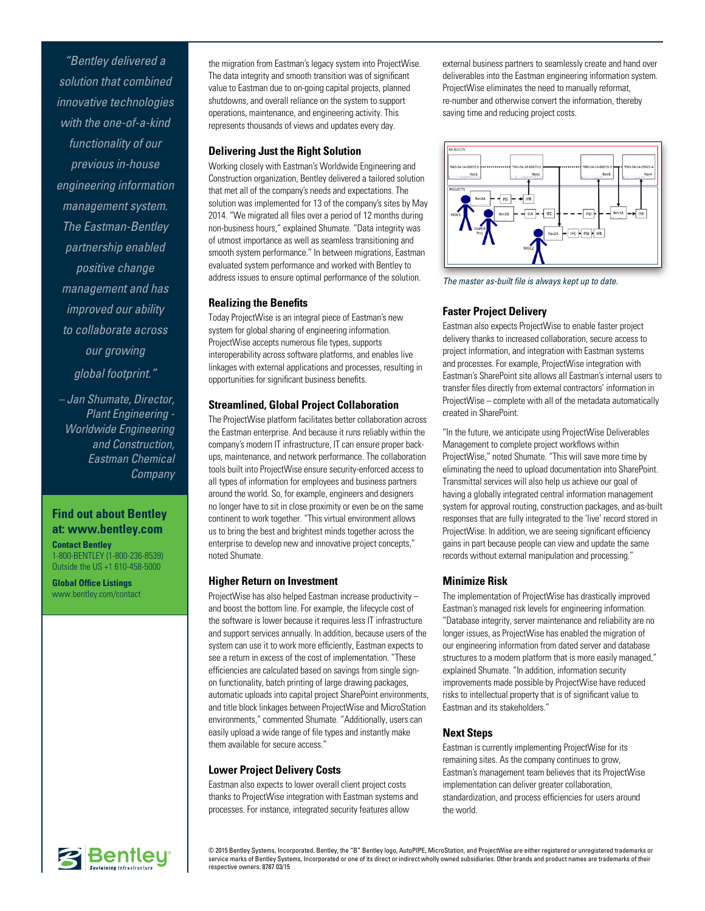*"Bentley delivered a solution that combined innovative technologies with the one-of-a-kind functionality of our previous in-house engineering information management system. The Eastman-Bentley partnership enabled positive change management and has improved our ability to collaborate across our growing global footprint."*

*– Jan Shumate, Director, Plant Engineering - Worldwide Engineering and Construction, Eastman Chemical Company*

**Find out about Bentley at: www.bentley.com**

**Contact Bentley**
1-800-BENTLEY (1-800-236-8539)
Outside the US +1 610-458-5000

**Global Office Listings**
www.bentley.com/contact

the migration from Eastman's legacy system into ProjectWise. The data integrity and smooth transition was of significant value to Eastman due to on-going capital projects, planned shutdowns, and overall reliance on the system to support operations, maintenance, and engineering activity. This represents thousands of views and updates every day.

### Delivering Just the Right Solution

Working closely with Eastman's Worldwide Engineering and Construction organization, Bentley delivered a tailored solution that met all of the company's needs and expectations. The solution was implemented for 13 of the company's sites by May 2014. "We migrated all files over a period of 12 months during non-business hours," explained Shumate. "Data integrity was of utmost importance as well as seamless transitioning and smooth system performance." In between migrations, Eastman evaluated system performance and worked with Bentley to address issues to ensure optimal performance of the solution.

### Realizing the Benefits

Today ProjectWise is an integral piece of Eastman's new system for global sharing of engineering information. ProjectWise accepts numerous file types, supports interoperability across software platforms, and enables live linkages with external applications and processes, resulting in opportunities for significant business benefits.

### Streamlined, Global Project Collaboration

The ProjectWise platform facilitates better collaboration across the Eastman enterprise. And because it runs reliably within the company's modern IT infrastructure, IT can ensure proper back-ups, maintenance, and network performance. The collaboration tools built into ProjectWise ensure security-enforced access to all types of information for employees and business partners around the world. So, for example, engineers and designers no longer have to sit in close proximity or even be on the same continent to work together. "This virtual environment allows us to bring the best and brightest minds together across the enterprise to develop new and innovative project concepts," noted Shumate.

### Higher Return on Investment

ProjectWise has also helped Eastman increase productivity – and boost the bottom line. For example, the lifecycle cost of the software is lower because it requires less IT infrastructure and support services annually. In addition, because users of the system can use it to work more efficiently, Eastman expects to see a return in excess of the cost of implementation. "These efficiencies are calculated based on savings from single sign-on functionality, batch printing of large drawing packages, automatic uploads into capital project SharePoint environments, and title block linkages between ProjectWise and MicroStation environments," commented Shumate. "Additionally, users can easily upload a wide range of file types and instantly make them available for secure access."

### Lower Project Delivery Costs

Eastman also expects to lower overall client project costs thanks to ProjectWise integration with Eastman systems and processes. For instance, integrated security features allow external business partners to seamlessly create and hand over deliverables into the Eastman engineering information system. ProjectWise eliminates the need to manually reformat, re-number and otherwise convert the information, thereby saving time and reducing project costs.

*The master as-built file is always kept up to date.*

### Faster Project Delivery

Eastman also expects ProjectWise to enable faster project delivery thanks to increased collaboration, secure access to project information, and integration with Eastman systems and processes. For example, ProjectWise integration with Eastman's SharePoint site allows all Eastman's internal users to transfer files directly from external contractors' information in ProjectWise – complete with all of the metadata automatically created in SharePoint.

"In the future, we anticipate using ProjectWise Deliverables Management to complete project workflows within ProjectWise," noted Shumate. "This will save more time by eliminating the need to upload documentation into SharePoint. Transmittal services will also help us achieve our goal of having a globally integrated central information management system for approval routing, construction packages, and as-built responses that are fully integrated to the 'live' record stored in ProjectWise. In addition, we are seeing significant efficiency gains in part because people can view and update the same records without external manipulation and processing."

### Minimize Risk

The implementation of ProjectWise has drastically improved Eastman's managed risk levels for engineering information. "Database integrity, server maintenance and reliability are no longer issues, as ProjectWise has enabled the migration of our engineering information from dated server and database structures to a modern platform that is more easily managed," explained Shumate. "In addition, information security improvements made possible by ProjectWise have reduced risks to intellectual property that is of significant value to Eastman and its stakeholders."

### Next Steps

Eastman is currently implementing ProjectWise for its remaining sites. As the company continues to grow, Eastman's management team believes that its ProjectWise implementation can deliver greater collaboration, standardization, and process efficiencies for users around the world.

© 2015 Bentley Systems, Incorporated. Bentley, the "B" Bentley logo, AutoPIPE, MicroStation, and ProjectWise are either registered or unregistered trademarks or service marks of Bentley Systems, Incorporated or one of its direct or indirect wholly owned subsidiaries. Other brands and product names are trademarks of their respective owners. 8787 03/15